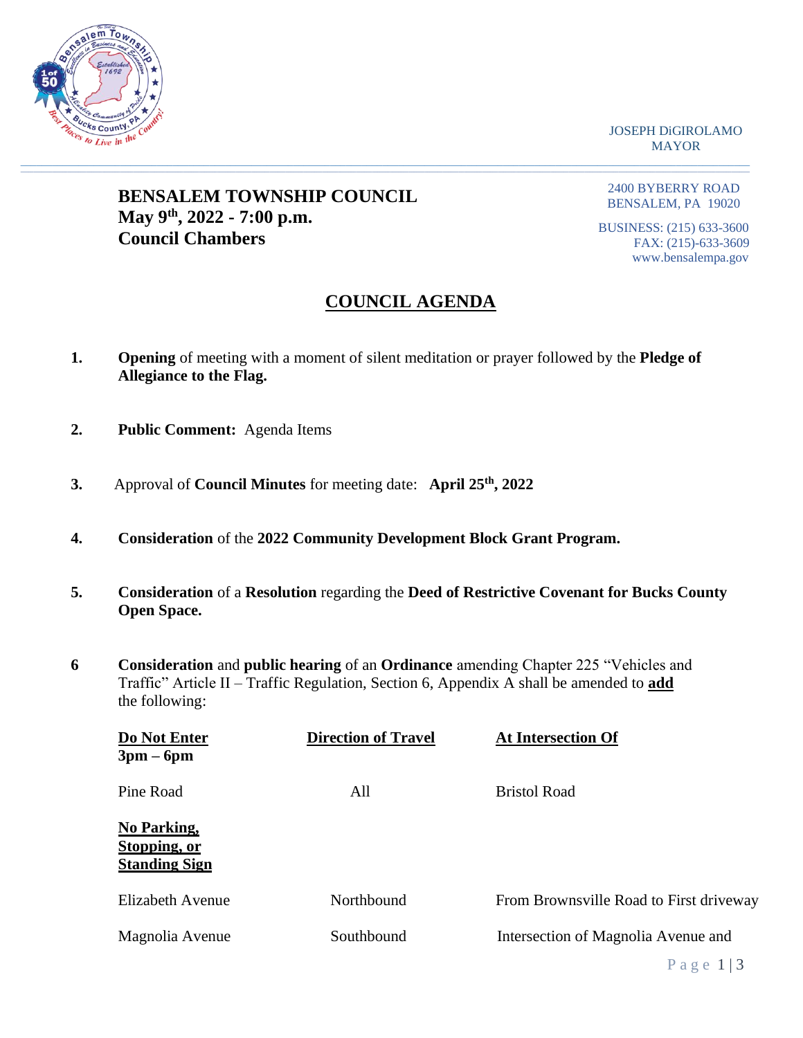JOSEPH DiGIROLAMO
MAYOR

# BENSALEM TOWNSHIP COUNCIL
**May 9th, 2022 - 7:00 p.m.**
**Council Chambers**

2400 BYBERRY ROAD
BENSALEM, PA 19020

BUSINESS: (215) 633-3600
FAX: (215)-633-3609
www.bensalempa.gov

## COUNCIL AGENDA

1. **Opening** of meeting with a moment of silent meditation or prayer followed by the **Pledge of Allegiance to the Flag.**

2. **Public Comment:** Agenda Items

3. Approval of **Council Minutes** for meeting date: **April 25th, 2022**

4. **Consideration** of the **2022 Community Development Block Grant Program.**

5. **Consideration** of a **Resolution** regarding the **Deed of Restrictive Covenant for Bucks County Open Space.**

6 **Consideration** and **public hearing** of an **Ordinance** amending Chapter 225 "Vehicles and Traffic" Article II – Traffic Regulation, Section 6, Appendix A shall be amended to **add** the following:

| Do Not Enter 3pm – 6pm | Direction of Travel | At Intersection Of |
|---|---|---|
| Pine Road | All | Bristol Road |
| **No Parking, Stopping, or Standing Sign** | | |
| Elizabeth Avenue | Northbound | From Brownsville Road to First driveway |
| Magnolia Avenue | Southbound | Intersection of Magnolia Avenue and |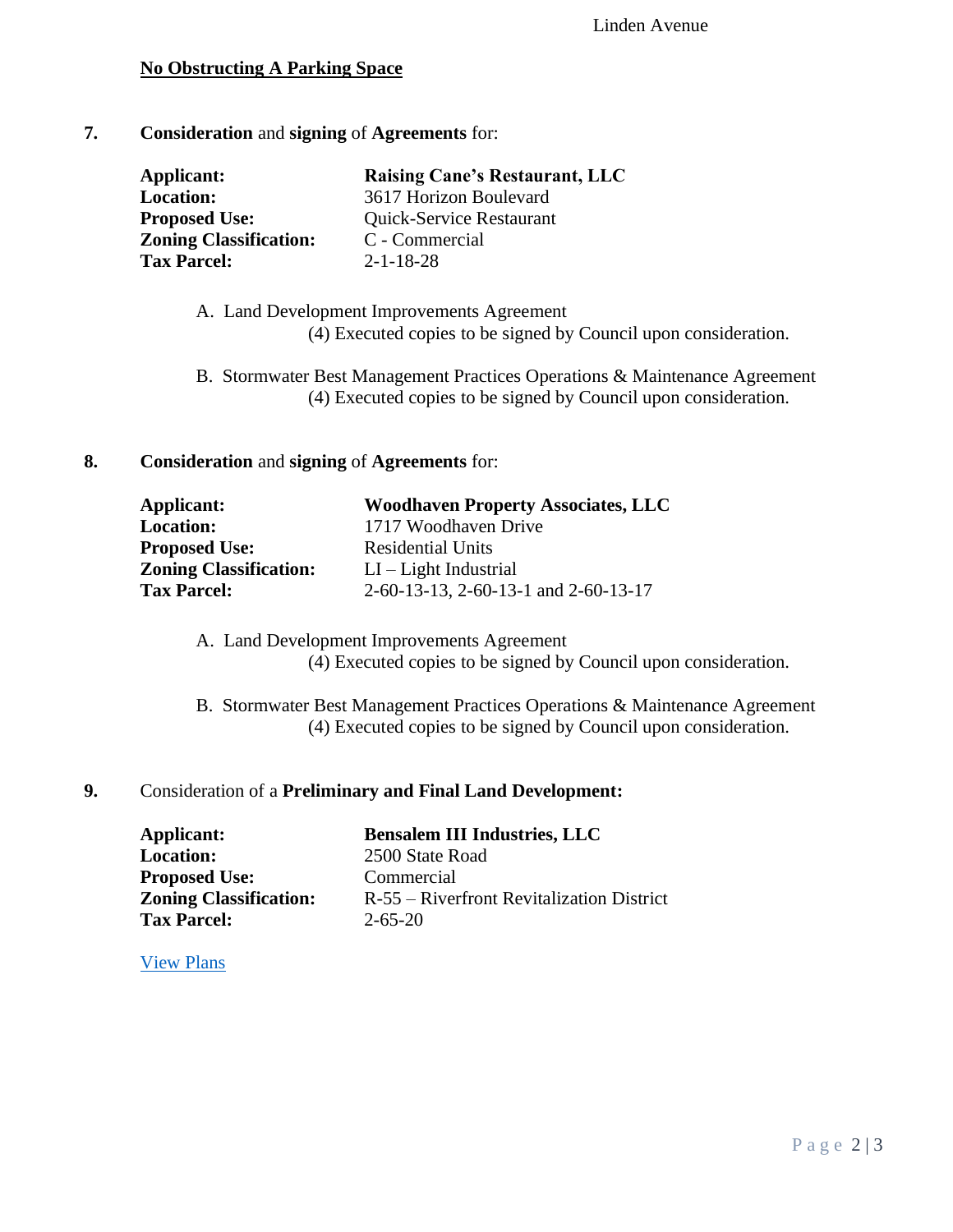Linden Avenue

**No Obstructing A Parking Space**

**7.** **Consideration** and **signing** of **Agreements** for:

| | |
|---|---|
| **Applicant:** | **Raising Cane's Restaurant, LLC** |
| **Location:** | 3617 Horizon Boulevard |
| **Proposed Use:** | Quick-Service Restaurant |
| **Zoning Classification:** | C - Commercial |
| **Tax Parcel:** | 2-1-18-28 |

A. Land Development Improvements Agreement
(4) Executed copies to be signed by Council upon consideration.

B. Stormwater Best Management Practices Operations & Maintenance Agreement
(4) Executed copies to be signed by Council upon consideration.

**8.** **Consideration** and **signing** of **Agreements** for:

| | |
|---|---|
| **Applicant:** | **Woodhaven Property Associates, LLC** |
| **Location:** | 1717 Woodhaven Drive |
| **Proposed Use:** | Residential Units |
| **Zoning Classification:** | LI – Light Industrial |
| **Tax Parcel:** | 2-60-13-13, 2-60-13-1 and 2-60-13-17 |

A. Land Development Improvements Agreement
(4) Executed copies to be signed by Council upon consideration.

B. Stormwater Best Management Practices Operations & Maintenance Agreement
(4) Executed copies to be signed by Council upon consideration.

**9.** Consideration of a **Preliminary and Final Land Development:**

| | |
|---|---|
| **Applicant:** | **Bensalem III Industries, LLC** |
| **Location:** | 2500 State Road |
| **Proposed Use:** | Commercial |
| **Zoning Classification:** | R-55 – Riverfront Revitalization District |
| **Tax Parcel:** | 2-65-20 |

View Plans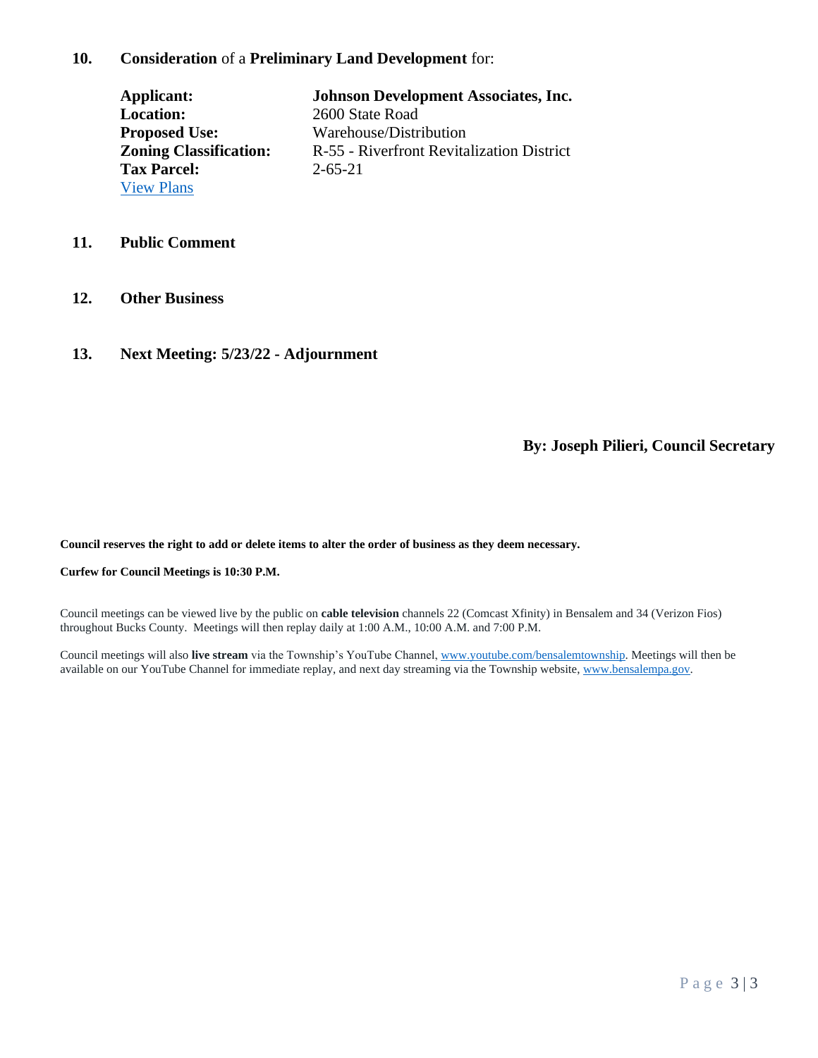**10. Consideration** of a **Preliminary Land Development** for:

| | |
|---|---|
| **Applicant:** | **Johnson Development Associates, Inc.** |
| **Location:** | 2600 State Road |
| **Proposed Use:** | Warehouse/Distribution |
| **Zoning Classification:** | R-55 - Riverfront Revitalization District |
| **Tax Parcel:** | 2-65-21 |

[View Plans]

**11. Public Comment**

**12. Other Business**

**13. Next Meeting: 5/23/22 - Adjournment**

**By: Joseph Pilieri, Council Secretary**

**Council reserves the right to add or delete items to alter the order of business as they deem necessary.**

**Curfew for Council Meetings is 10:30 P.M.**

Council meetings can be viewed live by the public on **cable television** channels 22 (Comcast Xfinity) in Bensalem and 34 (Verizon Fios) throughout Bucks County. Meetings will then replay daily at 1:00 A.M., 10:00 A.M. and 7:00 P.M.

Council meetings will also **live stream** via the Township's YouTube Channel, www.youtube.com/bensalemtownship. Meetings will then be available on our YouTube Channel for immediate replay, and next day streaming via the Township website, www.bensalempa.gov.